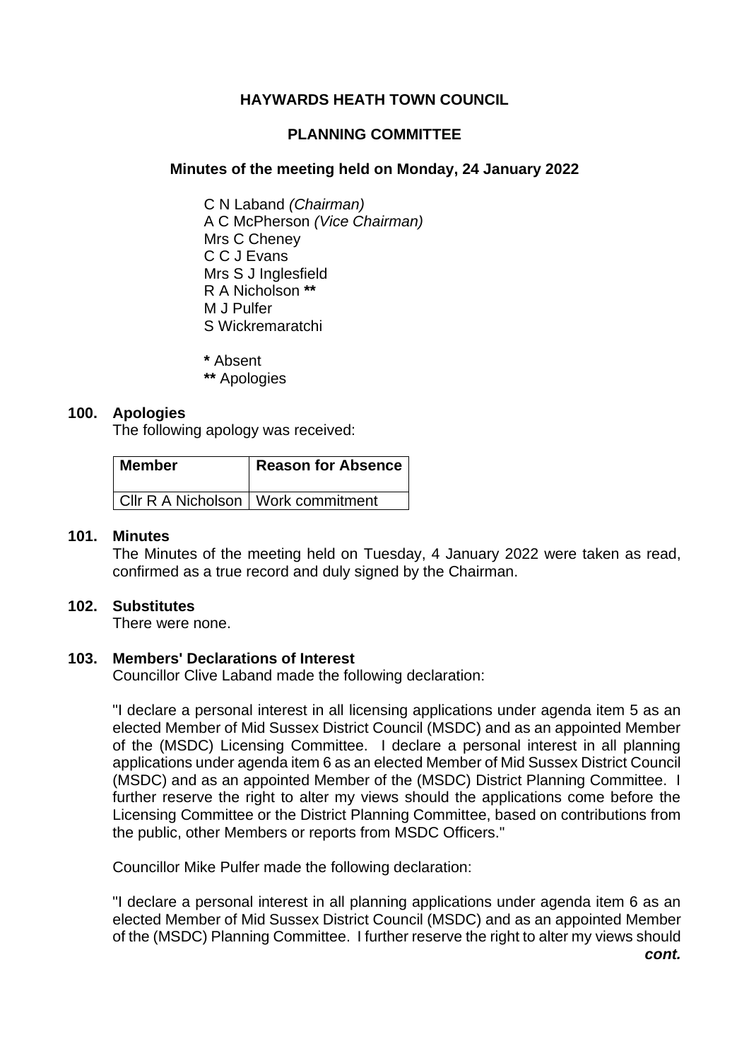# HAYWARDS HEATH TOWN COUNCIL

## PLANNING COMMITTEE

### Minutes of the meeting held on Monday, 24 January 2022

C N Laband *(Chairman)*
A C McPherson *(Vice Chairman)*
Mrs C Cheney
C C J Evans
Mrs S J Inglesfield
R A Nicholson **\*\***
M J Pulfer
S Wickremaratchi

**\*** Absent
**\*\*** Apologies

**100. Apologies**

The following apology was received:

| Member | Reason for Absence |
|---|---|
| Cllr R A Nicholson | Work commitment |

**101. Minutes**

The Minutes of the meeting held on Tuesday, 4 January 2022 were taken as read, confirmed as a true record and duly signed by the Chairman.

**102. Substitutes**

There were none.

**103. Members' Declarations of Interest**

Councillor Clive Laband made the following declaration:

"I declare a personal interest in all licensing applications under agenda item 5 as an elected Member of Mid Sussex District Council (MSDC) and as an appointed Member of the (MSDC) Licensing Committee. I declare a personal interest in all planning applications under agenda item 6 as an elected Member of Mid Sussex District Council (MSDC) and as an appointed Member of the (MSDC) District Planning Committee. I further reserve the right to alter my views should the applications come before the Licensing Committee or the District Planning Committee, based on contributions from the public, other Members or reports from MSDC Officers."

Councillor Mike Pulfer made the following declaration:

"I declare a personal interest in all planning applications under agenda item 6 as an elected Member of Mid Sussex District Council (MSDC) and as an appointed Member of the (MSDC) Planning Committee. I further reserve the right to alter my views should

***cont.***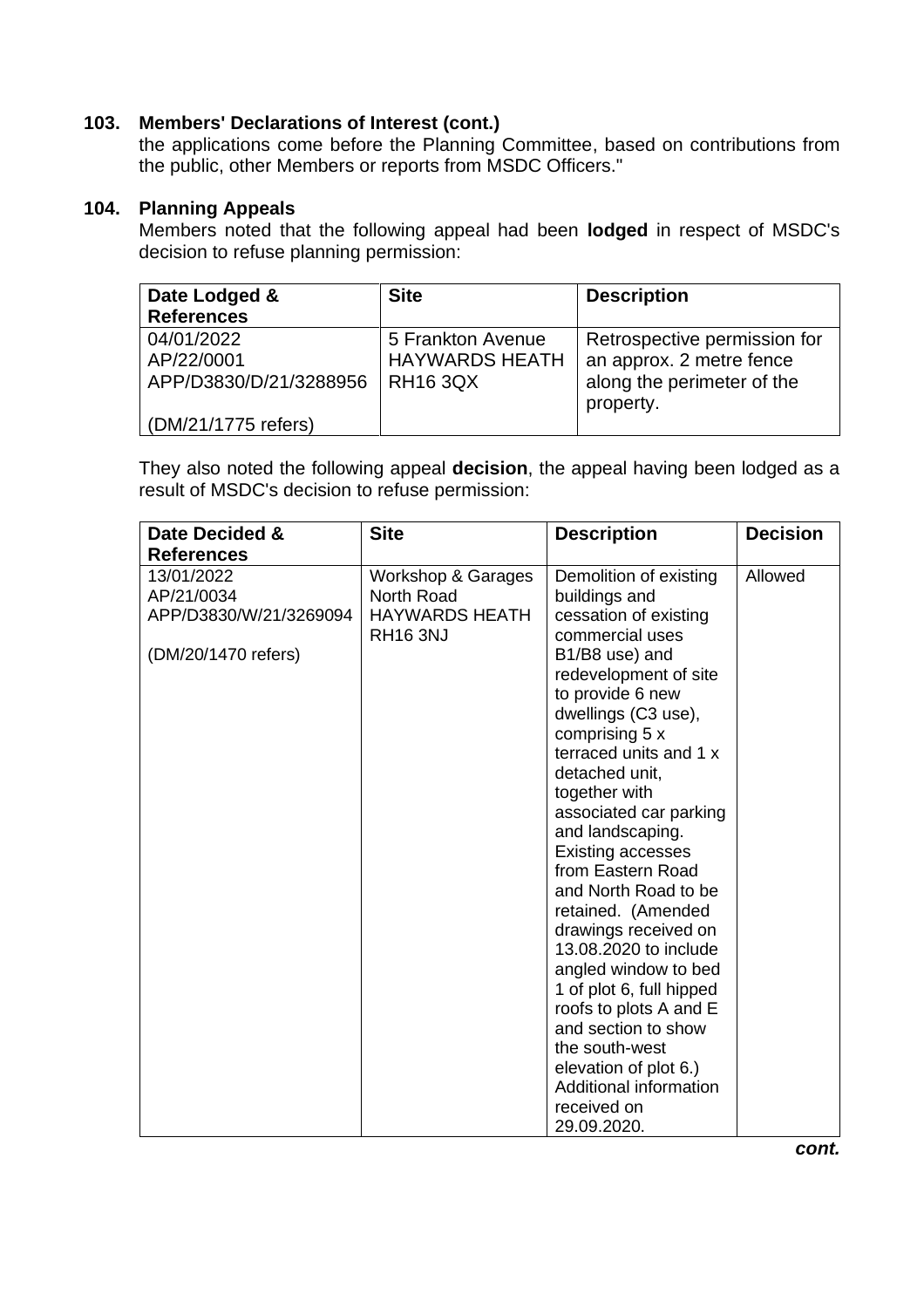## 103. Members' Declarations of Interest (cont.)

the applications come before the Planning Committee, based on contributions from the public, other Members or reports from MSDC Officers."

## 104. Planning Appeals

Members noted that the following appeal had been **lodged** in respect of MSDC's decision to refuse planning permission:

| Date Lodged & References | Site | Description |
|---|---|---|
| 04/01/2022<br>AP/22/0001<br>APP/D3830/D/21/3288956<br><br>(DM/21/1775 refers) | 5 Frankton Avenue<br>HAYWARDS HEATH<br>RH16 3QX | Retrospective permission for an approx. 2 metre fence along the perimeter of the property. |

They also noted the following appeal **decision**, the appeal having been lodged as a result of MSDC's decision to refuse permission:

| Date Decided & References | Site | Description | Decision |
|---|---|---|---|
| 13/01/2022<br>AP/21/0034<br>APP/D3830/W/21/3269094<br><br>(DM/20/1470 refers) | Workshop & Garages<br>North Road<br>HAYWARDS HEATH<br>RH16 3NJ | Demolition of existing buildings and cessation of existing commercial uses B1/B8 use) and redevelopment of site to provide 6 new dwellings (C3 use), comprising 5 x terraced units and 1 x detached unit, together with associated car parking and landscaping. Existing accesses from Eastern Road and North Road to be retained. (Amended drawings received on 13.08.2020 to include angled window to bed 1 of plot 6, full hipped roofs to plots A and E and section to show the south-west elevation of plot 6.) Additional information received on 29.09.2020. | Allowed |

*cont.*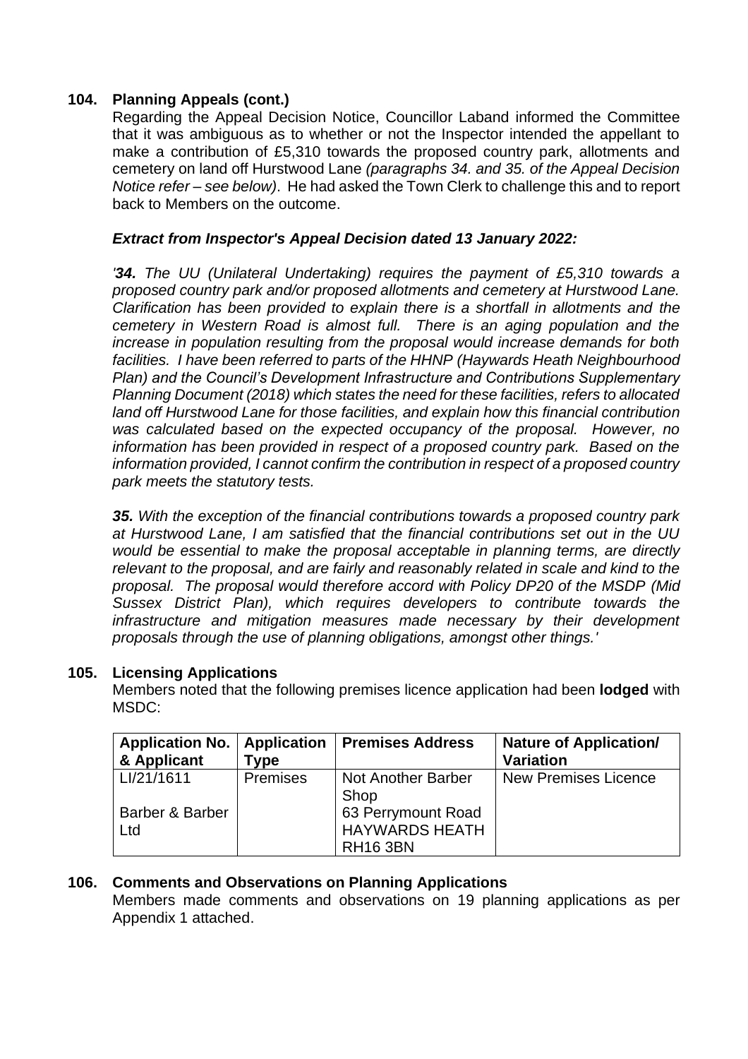**104. Planning Appeals (cont.)**

Regarding the Appeal Decision Notice, Councillor Laband informed the Committee that it was ambiguous as to whether or not the Inspector intended the appellant to make a contribution of £5,310 towards the proposed country park, allotments and cemetery on land off Hurstwood Lane *(paragraphs 34. and 35. of the Appeal Decision Notice refer – see below)*. He had asked the Town Clerk to challenge this and to report back to Members on the outcome.

***Extract from Inspector's Appeal Decision dated 13 January 2022:***

*'**34.** The UU (Unilateral Undertaking) requires the payment of £5,310 towards a proposed country park and/or proposed allotments and cemetery at Hurstwood Lane. Clarification has been provided to explain there is a shortfall in allotments and the cemetery in Western Road is almost full. There is an aging population and the increase in population resulting from the proposal would increase demands for both facilities. I have been referred to parts of the HHNP (Haywards Heath Neighbourhood Plan) and the Council's Development Infrastructure and Contributions Supplementary Planning Document (2018) which states the need for these facilities, refers to allocated land off Hurstwood Lane for those facilities, and explain how this financial contribution was calculated based on the expected occupancy of the proposal. However, no information has been provided in respect of a proposed country park. Based on the information provided, I cannot confirm the contribution in respect of a proposed country park meets the statutory tests.*

***35.** With the exception of the financial contributions towards a proposed country park at Hurstwood Lane, I am satisfied that the financial contributions set out in the UU would be essential to make the proposal acceptable in planning terms, are directly relevant to the proposal, and are fairly and reasonably related in scale and kind to the proposal. The proposal would therefore accord with Policy DP20 of the MSDP (Mid Sussex District Plan), which requires developers to contribute towards the infrastructure and mitigation measures made necessary by their development proposals through the use of planning obligations, amongst other things.'*

**105. Licensing Applications**

Members noted that the following premises licence application had been **lodged** with MSDC:

| Application No. & Applicant | Application Type | Premises Address | Nature of Application/ Variation |
|---|---|---|---|
| LI/21/1611<br><br>Barber & Barber Ltd | Premises | Not Another Barber Shop<br>63 Perrymount Road<br>HAYWARDS HEATH<br>RH16 3BN | New Premises Licence |

**106. Comments and Observations on Planning Applications**

Members made comments and observations on 19 planning applications as per Appendix 1 attached.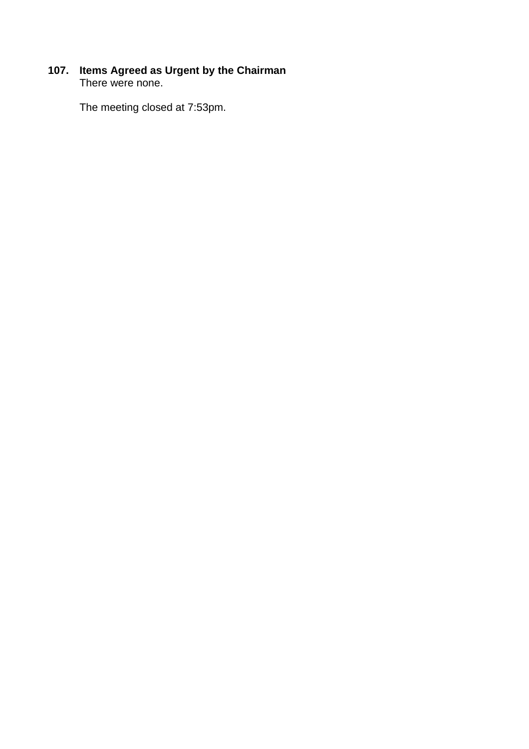**107. Items Agreed as Urgent by the Chairman**

There were none.

The meeting closed at 7:53pm.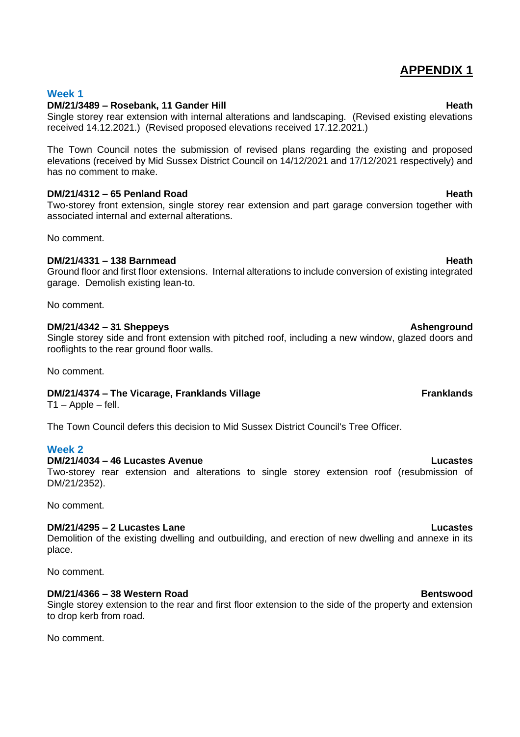# APPENDIX 1

## Week 1

**DM/21/3489 – Rosebank, 11 Gander Hill** **Heath**

Single storey rear extension with internal alterations and landscaping. (Revised existing elevations received 14.12.2021.) (Revised proposed elevations received 17.12.2021.)

The Town Council notes the submission of revised plans regarding the existing and proposed elevations (received by Mid Sussex District Council on 14/12/2021 and 17/12/2021 respectively) and has no comment to make.

**DM/21/4312 – 65 Penland Road** **Heath**

Two-storey front extension, single storey rear extension and part garage conversion together with associated internal and external alterations.

No comment.

**DM/21/4331 – 138 Barnmead** **Heath**

Ground floor and first floor extensions. Internal alterations to include conversion of existing integrated garage. Demolish existing lean-to.

No comment.

**DM/21/4342 – 31 Sheppeys** **Ashenground**

Single storey side and front extension with pitched roof, including a new window, glazed doors and rooflights to the rear ground floor walls.

No comment.

**DM/21/4374 – The Vicarage, Franklands Village** **Franklands**

T1 – Apple – fell.

The Town Council defers this decision to Mid Sussex District Council's Tree Officer.

## Week 2

**DM/21/4034 – 46 Lucastes Avenue** **Lucastes**

Two-storey rear extension and alterations to single storey extension roof (resubmission of DM/21/2352).

No comment.

**DM/21/4295 – 2 Lucastes Lane** **Lucastes**

Demolition of the existing dwelling and outbuilding, and erection of new dwelling and annexe in its place.

No comment.

**DM/21/4366 – 38 Western Road** **Bentswood**

Single storey extension to the rear and first floor extension to the side of the property and extension to drop kerb from road.

No comment.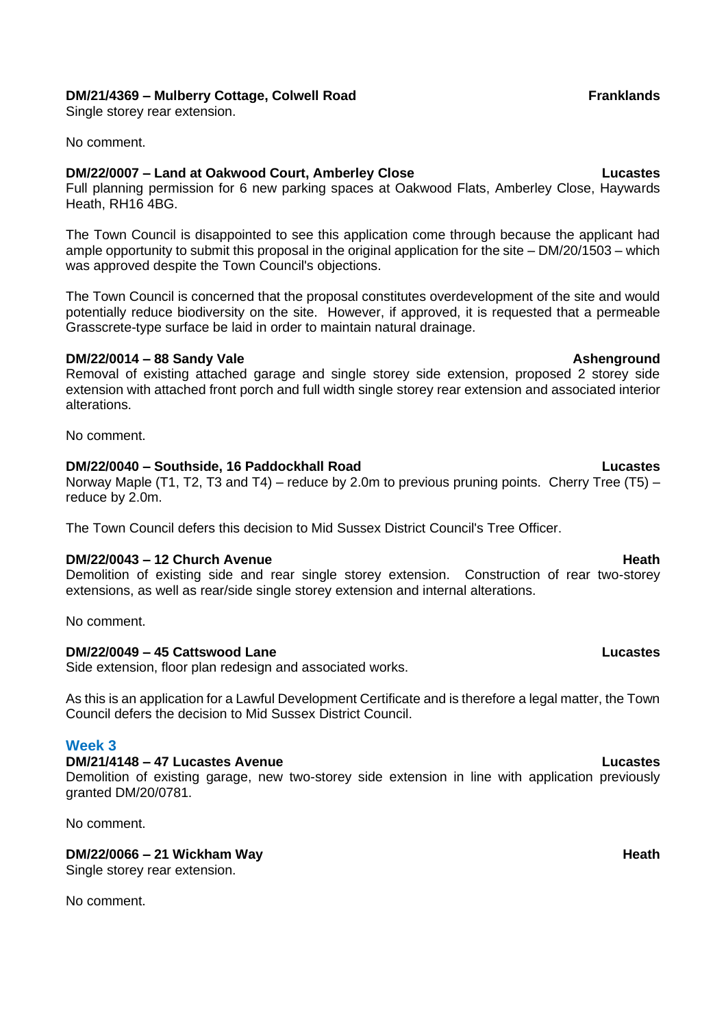**DM/21/4369 – Mulberry Cottage, Colwell Road** **Franklands**
Single storey rear extension.

No comment.

**DM/22/0007 – Land at Oakwood Court, Amberley Close** **Lucastes**
Full planning permission for 6 new parking spaces at Oakwood Flats, Amberley Close, Haywards Heath, RH16 4BG.

The Town Council is disappointed to see this application come through because the applicant had ample opportunity to submit this proposal in the original application for the site – DM/20/1503 – which was approved despite the Town Council's objections.

The Town Council is concerned that the proposal constitutes overdevelopment of the site and would potentially reduce biodiversity on the site. However, if approved, it is requested that a permeable Grasscrete-type surface be laid in order to maintain natural drainage.

**DM/22/0014 – 88 Sandy Vale** **Ashenground**
Removal of existing attached garage and single storey side extension, proposed 2 storey side extension with attached front porch and full width single storey rear extension and associated interior alterations.

No comment.

**DM/22/0040 – Southside, 16 Paddockhall Road** **Lucastes**
Norway Maple (T1, T2, T3 and T4) – reduce by 2.0m to previous pruning points. Cherry Tree (T5) – reduce by 2.0m.

The Town Council defers this decision to Mid Sussex District Council's Tree Officer.

**DM/22/0043 – 12 Church Avenue** **Heath**
Demolition of existing side and rear single storey extension. Construction of rear two-storey extensions, as well as rear/side single storey extension and internal alterations.

No comment.

**DM/22/0049 – 45 Cattswood Lane** **Lucastes**
Side extension, floor plan redesign and associated works.

As this is an application for a Lawful Development Certificate and is therefore a legal matter, the Town Council defers the decision to Mid Sussex District Council.

### Week 3

**DM/21/4148 – 47 Lucastes Avenue** **Lucastes**
Demolition of existing garage, new two-storey side extension in line with application previously granted DM/20/0781.

No comment.

**DM/22/0066 – 21 Wickham Way** **Heath**
Single storey rear extension.

No comment.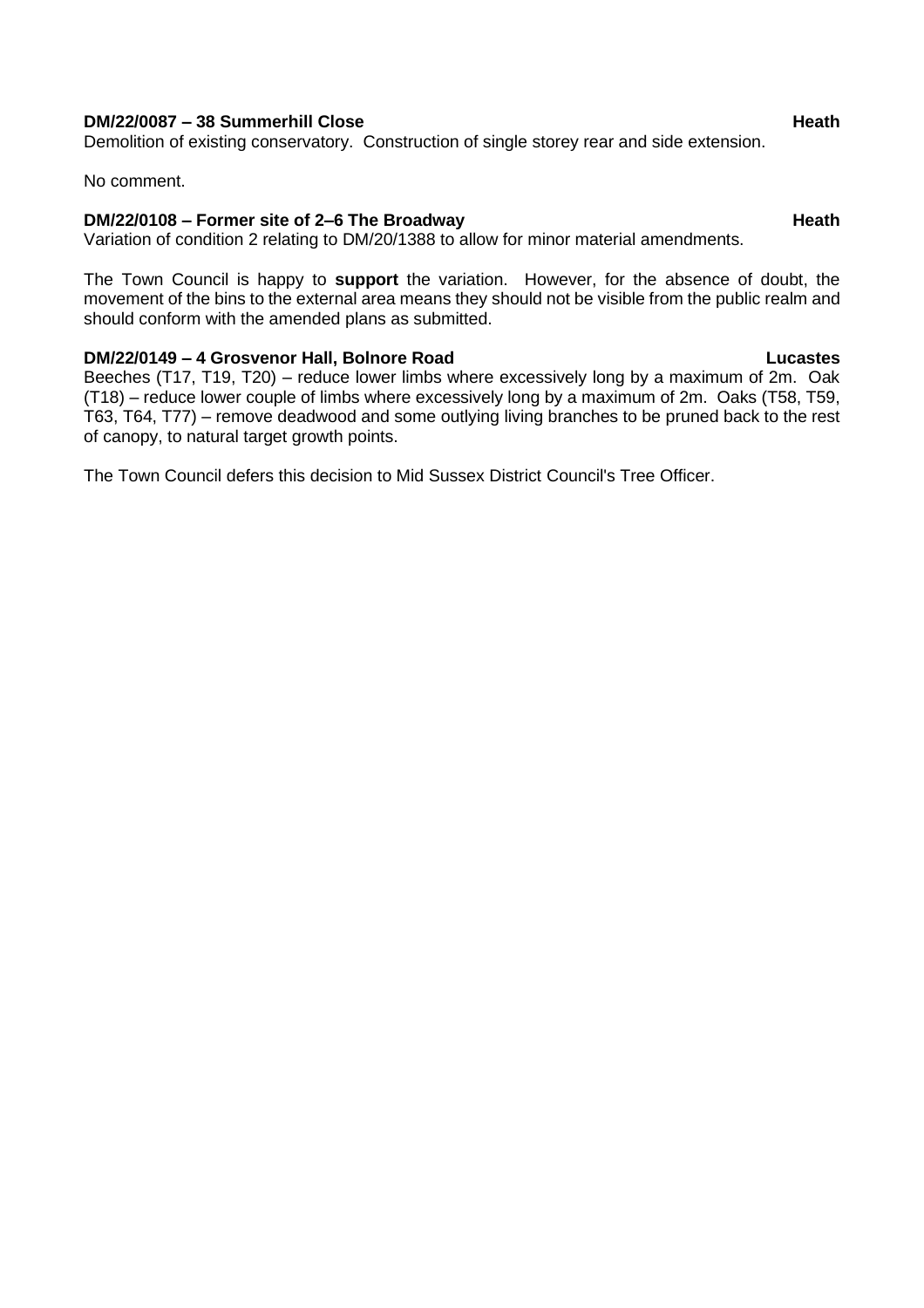**DM/22/0087 – 38 Summerhill Close** **Heath**

Demolition of existing conservatory. Construction of single storey rear and side extension.

No comment.

**DM/22/0108 – Former site of 2–6 The Broadway** **Heath**

Variation of condition 2 relating to DM/20/1388 to allow for minor material amendments.

The Town Council is happy to **support** the variation. However, for the absence of doubt, the movement of the bins to the external area means they should not be visible from the public realm and should conform with the amended plans as submitted.

**DM/22/0149 – 4 Grosvenor Hall, Bolnore Road** **Lucastes**

Beeches (T17, T19, T20) – reduce lower limbs where excessively long by a maximum of 2m. Oak (T18) – reduce lower couple of limbs where excessively long by a maximum of 2m. Oaks (T58, T59, T63, T64, T77) – remove deadwood and some outlying living branches to be pruned back to the rest of canopy, to natural target growth points.

The Town Council defers this decision to Mid Sussex District Council's Tree Officer.